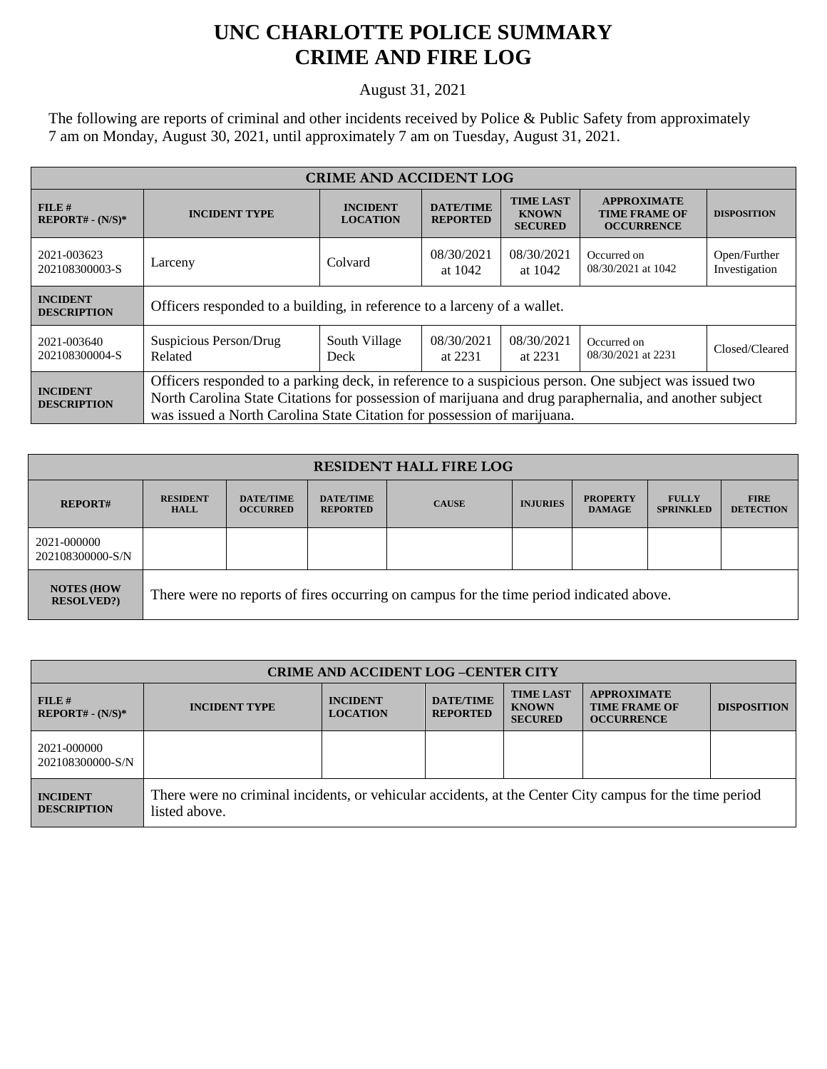# UNC CHARLOTTE POLICE SUMMARY
# CRIME AND FIRE LOG

August 31, 2021

The following are reports of criminal and other incidents received by Police & Public Safety from approximately 7 am on Monday, August 30, 2021, until approximately 7 am on Tuesday, August 31, 2021.

| CRIME AND ACCIDENT LOG | | | | | | |
|---|---|---|---|---|---|---|
| **FILE # REPORT# - (N/S)*** | **INCIDENT TYPE** | **INCIDENT LOCATION** | **DATE/TIME REPORTED** | **TIME LAST KNOWN SECURED** | **APPROXIMATE TIME FRAME OF OCCURRENCE** | **DISPOSITION** |
| 2021-003623 202108300003-S | Larceny | Colvard | 08/30/2021 at 1042 | 08/30/2021 at 1042 | Occurred on 08/30/2021 at 1042 | Open/Further Investigation |
| **INCIDENT DESCRIPTION** | Officers responded to a building, in reference to a larceny of a wallet. | | | | | |
| 2021-003640 202108300004-S | Suspicious Person/Drug Related | South Village Deck | 08/30/2021 at 2231 | 08/30/2021 at 2231 | Occurred on 08/30/2021 at 2231 | Closed/Cleared |
| **INCIDENT DESCRIPTION** | Officers responded to a parking deck, in reference to a suspicious person. One subject was issued two North Carolina State Citations for possession of marijuana and drug paraphernalia, and another subject was issued a North Carolina State Citation for possession of marijuana. | | | | | |

| RESIDENT HALL FIRE LOG | | | | | | | | |
|---|---|---|---|---|---|---|---|---|
| **REPORT#** | **RESIDENT HALL** | **DATE/TIME OCCURRED** | **DATE/TIME REPORTED** | **CAUSE** | **INJURIES** | **PROPERTY DAMAGE** | **FULLY SPRINKLED** | **FIRE DETECTION** |
| 2021-000000 202108300000-S/N | | | | | | | | |
| **NOTES (HOW RESOLVED?)** | There were no reports of fires occurring on campus for the time period indicated above. | | | | | | | |

| CRIME AND ACCIDENT LOG –CENTER CITY | | | | | | |
|---|---|---|---|---|---|---|
| **FILE # REPORT# - (N/S)*** | **INCIDENT TYPE** | **INCIDENT LOCATION** | **DATE/TIME REPORTED** | **TIME LAST KNOWN SECURED** | **APPROXIMATE TIME FRAME OF OCCURRENCE** | **DISPOSITION** |
| 2021-000000 202108300000-S/N | | | | | | |
| **INCIDENT DESCRIPTION** | There were no criminal incidents, or vehicular accidents, at the Center City campus for the time period listed above. | | | | | |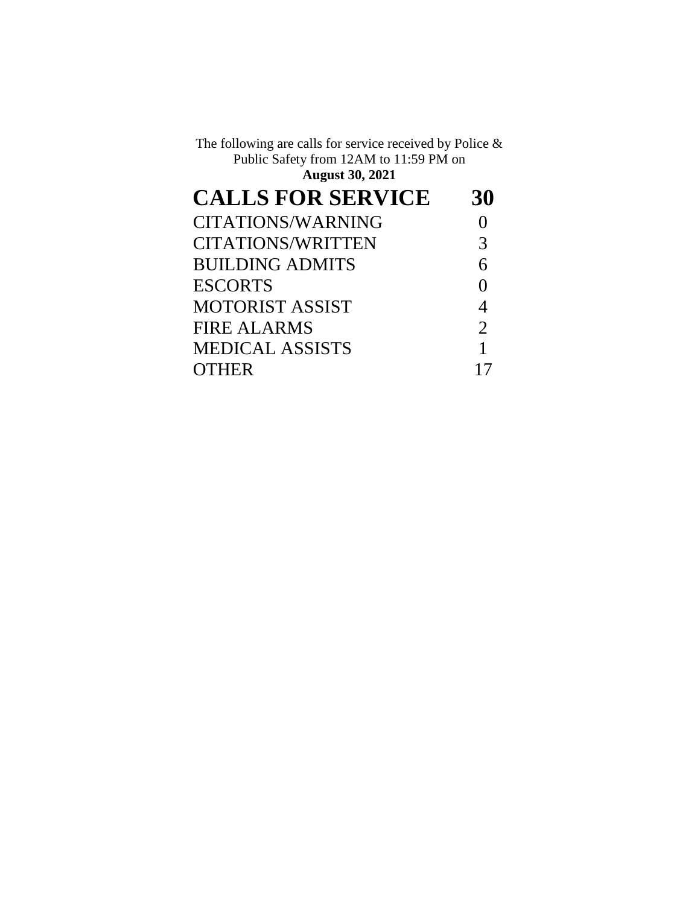The following are calls for service received by Police & Public Safety from 12AM to 11:59 PM on

**August 30, 2021**

| | |
|---|---|
| **CALLS FOR SERVICE** | **30** |
| CITATIONS/WARNING | 0 |
| CITATIONS/WRITTEN | 3 |
| BUILDING ADMITS | 6 |
| ESCORTS | 0 |
| MOTORIST ASSIST | 4 |
| FIRE ALARMS | 2 |
| MEDICAL ASSISTS | 1 |
| OTHER | 17 |